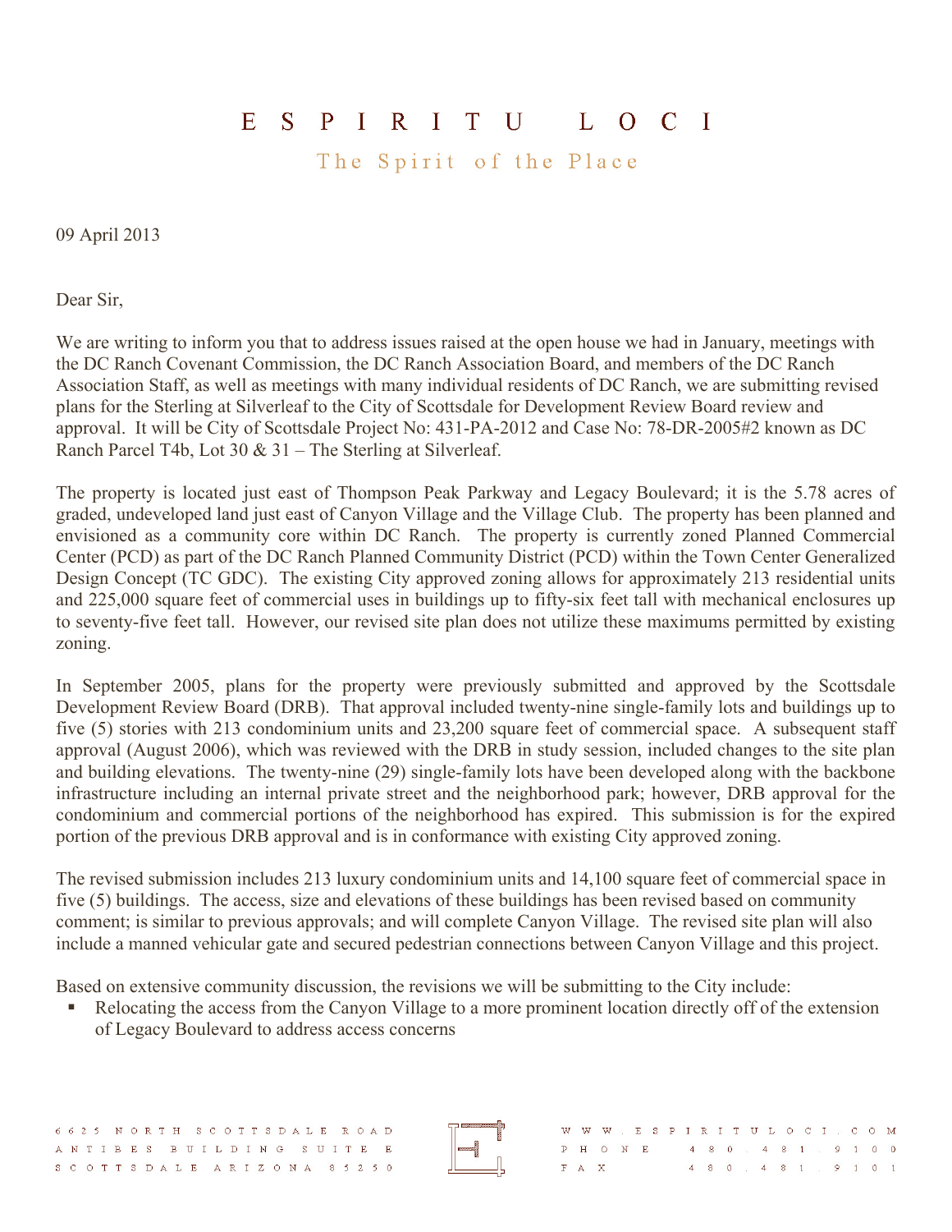# ESPIRITU LOCI

The Spirit of the Place

09 April 2013

Dear Sir,

We are writing to inform you that to address issues raised at the open house we had in January, meetings with the DC Ranch Covenant Commission, the DC Ranch Association Board, and members of the DC Ranch Association Staff, as well as meetings with many individual residents of DC Ranch, we are submitting revised plans for the Sterling at Silverleaf to the City of Scottsdale for Development Review Board review and approval. It will be City of Scottsdale Project No: 431-PA-2012 and Case No: 78-DR-2005#2 known as DC Ranch Parcel T4b, Lot 30 & 31 – The Sterling at Silverleaf.

The property is located just east of Thompson Peak Parkway and Legacy Boulevard; it is the 5.78 acres of graded, undeveloped land just east of Canyon Village and the Village Club. The property has been planned and envisioned as a community core within DC Ranch. The property is currently zoned Planned Commercial Center (PCD) as part of the DC Ranch Planned Community District (PCD) within the Town Center Generalized Design Concept (TC GDC). The existing City approved zoning allows for approximately 213 residential units and 225,000 square feet of commercial uses in buildings up to fifty-six feet tall with mechanical enclosures up to seventy-five feet tall. However, our revised site plan does not utilize these maximums permitted by existing zoning.

In September 2005, plans for the property were previously submitted and approved by the Scottsdale Development Review Board (DRB). That approval included twenty-nine single-family lots and buildings up to five (5) stories with 213 condominium units and 23,200 square feet of commercial space. A subsequent staff approval (August 2006), which was reviewed with the DRB in study session, included changes to the site plan and building elevations. The twenty-nine (29) single-family lots have been developed along with the backbone infrastructure including an internal private street and the neighborhood park; however, DRB approval for the condominium and commercial portions of the neighborhood has expired. This submission is for the expired portion of the previous DRB approval and is in conformance with existing City approved zoning.

The revised submission includes 213 luxury condominium units and 14,100 square feet of commercial space in five (5) buildings. The access, size and elevations of these buildings has been revised based on community comment; is similar to previous approvals; and will complete Canyon Village. The revised site plan will also include a manned vehicular gate and secured pedestrian connections between Canyon Village and this project.

Based on extensive community discussion, the revisions we will be submitting to the City include:

- Relocating the access from the Canyon Village to a more prominent location directly off of the extension of Legacy Boulevard to address access concerns

6625 NORTH SCOTTSDALE ROAD
ANTIBES BUILDING SUITE E
SCOTTSDALE ARIZONA 85250

WWW.ESPIRITULOCI.COM
PHONE 480.481.9100
FAX 480.481.9101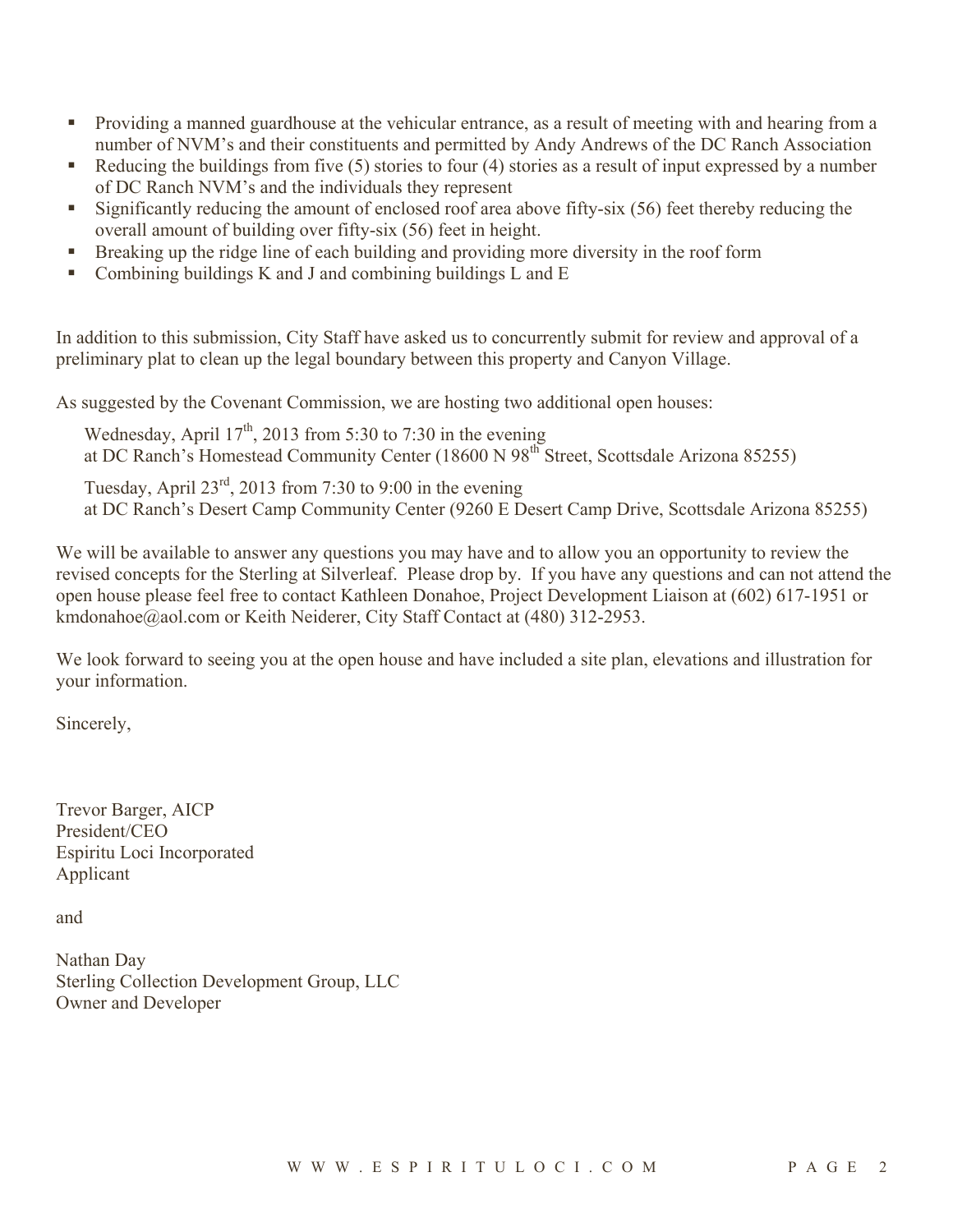- Providing a manned guardhouse at the vehicular entrance, as a result of meeting with and hearing from a number of NVM's and their constituents and permitted by Andy Andrews of the DC Ranch Association
- Reducing the buildings from five (5) stories to four (4) stories as a result of input expressed by a number of DC Ranch NVM's and the individuals they represent
- Significantly reducing the amount of enclosed roof area above fifty-six (56) feet thereby reducing the overall amount of building over fifty-six (56) feet in height.
- Breaking up the ridge line of each building and providing more diversity in the roof form
- Combining buildings K and J and combining buildings L and E

In addition to this submission, City Staff have asked us to concurrently submit for review and approval of a preliminary plat to clean up the legal boundary between this property and Canyon Village.

As suggested by the Covenant Commission, we are hosting two additional open houses:

Wednesday, April 17th, 2013 from 5:30 to 7:30 in the evening
at DC Ranch's Homestead Community Center (18600 N 98th Street, Scottsdale Arizona 85255)

Tuesday, April 23rd, 2013 from 7:30 to 9:00 in the evening
at DC Ranch's Desert Camp Community Center (9260 E Desert Camp Drive, Scottsdale Arizona 85255)

We will be available to answer any questions you may have and to allow you an opportunity to review the revised concepts for the Sterling at Silverleaf. Please drop by. If you have any questions and can not attend the open house please feel free to contact Kathleen Donahoe, Project Development Liaison at (602) 617-1951 or kmdonahoe@aol.com or Keith Neiderer, City Staff Contact at (480) 312-2953.

We look forward to seeing you at the open house and have included a site plan, elevations and illustration for your information.

Sincerely,

Trevor Barger, AICP
President/CEO
Espiritu Loci Incorporated
Applicant

and

Nathan Day
Sterling Collection Development Group, LLC
Owner and Developer